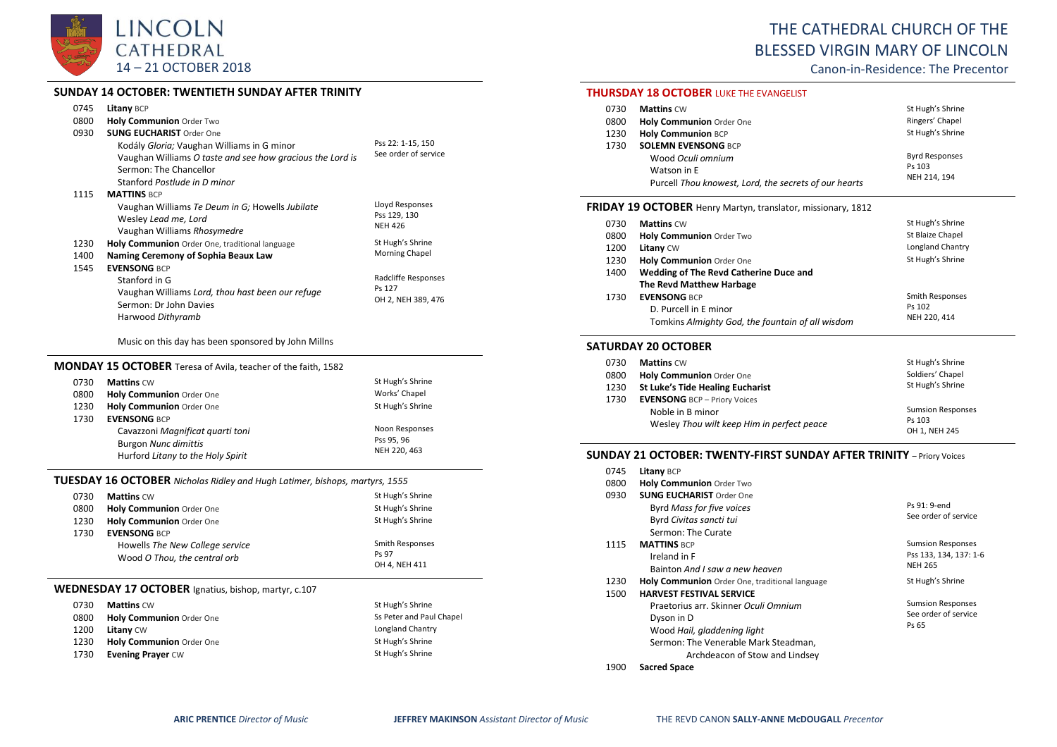# LINCOLN CATHEDRAL

14 – 21 OCTOBER 2018

# THE CATHEDRAL CHURCH OF THE BLESSED VIRGIN MARY OF LINCOLN

Canon-in-Residence: The Precentor

## SUNDAY 14 OCTOBER: TWENTIETH SUNDAY AFTER TRINITY

| | | |
|---|---|---|
| 0745 | **Litany** BCP | |
| 0800 | **Holy Communion** Order Two | |
| 0930 | **SUNG EUCHARIST** Order One | |
| | Kodály *Gloria;* Vaughan Williams in G minor | Pss 22: 1-15, 150 |
| | Vaughan Williams *O taste and see how gracious the Lord is* | See order of service |
| | Sermon: The Chancellor | |
| | Stanford *Postlude in D minor* | |
| 1115 | **MATTINS** BCP | |
| | Vaughan Williams *Te Deum in G;* Howells *Jubilate* | Lloyd Responses |
| | Wesley *Lead me, Lord* | Pss 129, 130 |
| | Vaughan Williams *Rhosymedre* | NEH 426 |
| 1230 | **Holy Communion** Order One, traditional language | St Hugh's Shrine |
| 1400 | **Naming Ceremony of Sophia Beaux Law** | Morning Chapel |
| 1545 | **EVENSONG** BCP | |
| | Stanford in G | Radcliffe Responses |
| | Vaughan Williams *Lord, thou hast been our refuge* | Ps 127 |
| | Sermon: Dr John Davies | OH 2, NEH 389, 476 |
| | Harwood *Dithyramb* | |

Music on this day has been sponsored by John Millns

## MONDAY 15 OCTOBER Teresa of Avila, teacher of the faith, 1582

| | | |
|---|---|---|
| 0730 | **Mattins** CW | St Hugh's Shrine |
| 0800 | **Holy Communion** Order One | Works' Chapel |
| 1230 | **Holy Communion** Order One | St Hugh's Shrine |
| 1730 | **EVENSONG** BCP | |
| | Cavazzoni *Magnificat quarti toni* | Noon Responses |
| | Burgon *Nunc dimittis* | Pss 95, 96 |
| | Hurford *Litany to the Holy Spirit* | NEH 220, 463 |

## TUESDAY 16 OCTOBER *Nicholas Ridley and Hugh Latimer, bishops, martyrs, 1555*

| | | |
|---|---|---|
| 0730 | **Mattins** CW | St Hugh's Shrine |
| 0800 | **Holy Communion** Order One | St Hugh's Shrine |
| 1230 | **Holy Communion** Order One | St Hugh's Shrine |
| 1730 | **EVENSONG** BCP | |
| | Howells *The New College service* | Smith Responses |
| | Wood *O Thou, the central orb* | Ps 97 |
| | | OH 4, NEH 411 |

## WEDNESDAY 17 OCTOBER Ignatius, bishop, martyr, c.107

| | | |
|---|---|---|
| 0730 | **Mattins** CW | St Hugh's Shrine |
| 0800 | **Holy Communion** Order One | Ss Peter and Paul Chapel |
| 1200 | **Litany** CW | Longland Chantry |
| 1230 | **Holy Communion** Order One | St Hugh's Shrine |
| 1730 | **Evening Prayer** CW | St Hugh's Shrine |

## THURSDAY 18 OCTOBER LUKE THE EVANGELIST

| | | |
|---|---|---|
| 0730 | **Mattins** CW | St Hugh's Shrine |
| 0800 | **Holy Communion** Order One | Ringers' Chapel |
| 1230 | **Holy Communion** BCP | St Hugh's Shrine |
| 1730 | **SOLEMN EVENSONG** BCP | |
| | Wood *Oculi omnium* | Byrd Responses |
| | Watson in E | Ps 103 |
| | Purcell *Thou knowest, Lord, the secrets of our hearts* | NEH 214, 194 |

## FRIDAY 19 OCTOBER Henry Martyn, translator, missionary, 1812

| | | |
|---|---|---|
| 0730 | **Mattins** CW | St Hugh's Shrine |
| 0800 | **Holy Communion** Order Two | St Blaize Chapel |
| 1200 | **Litany** CW | Longland Chantry |
| 1230 | **Holy Communion** Order One | St Hugh's Shrine |
| 1400 | **Wedding of The Revd Catherine Duce and The Revd Matthew Harbage** | |
| 1730 | **EVENSONG** BCP | |
| | D. Purcell in E minor | Smith Responses |
| | Tomkins *Almighty God, the fountain of all wisdom* | Ps 102 |
| | | NEH 220, 414 |

## SATURDAY 20 OCTOBER

| | | |
|---|---|---|
| 0730 | **Mattins** CW | St Hugh's Shrine |
| 0800 | **Holy Communion** Order One | Soldiers' Chapel |
| 1230 | **St Luke's Tide Healing Eucharist** | St Hugh's Shrine |
| 1730 | **EVENSONG** BCP – Priory Voices | |
| | Noble in B minor | Sumsion Responses |
| | Wesley *Thou wilt keep Him in perfect peace* | Ps 103 |
| | | OH 1, NEH 245 |

## SUNDAY 21 OCTOBER: TWENTY-FIRST SUNDAY AFTER TRINITY – Priory Voices

| | | |
|---|---|---|
| 0745 | **Litany** BCP | |
| 0800 | **Holy Communion** Order Two | |
| 0930 | **SUNG EUCHARIST** Order One | |
| | Byrd *Mass for five voices* | Ps 91: 9-end |
| | Byrd *Civitas sancti tui* | See order of service |
| | Sermon: The Curate | |
| 1115 | **MATTINS** BCP | Sumsion Responses |
| | Ireland in F | Pss 133, 134, 137: 1-6 |
| | Bainton *And I saw a new heaven* | NEH 265 |
| 1230 | **Holy Communion** Order One, traditional language | St Hugh's Shrine |
| 1500 | **HARVEST FESTIVAL SERVICE** | |
| | Praetorius arr. Skinner *Oculi Omnium* | Sumsion Responses |
| | Dyson in D | See order of service |
| | Wood *Hail, gladdening light* | Ps 65 |
| | Sermon: The Venerable Mark Steadman, Archdeacon of Stow and Lindsey | |
| 1900 | **Sacred Space** | |

**ARIC PRENTICE** *Director of Music* **JEFFREY MAKINSON** *Assistant Director of Music* THE REVD CANON **SALLY-ANNE McDOUGALL** *Precentor*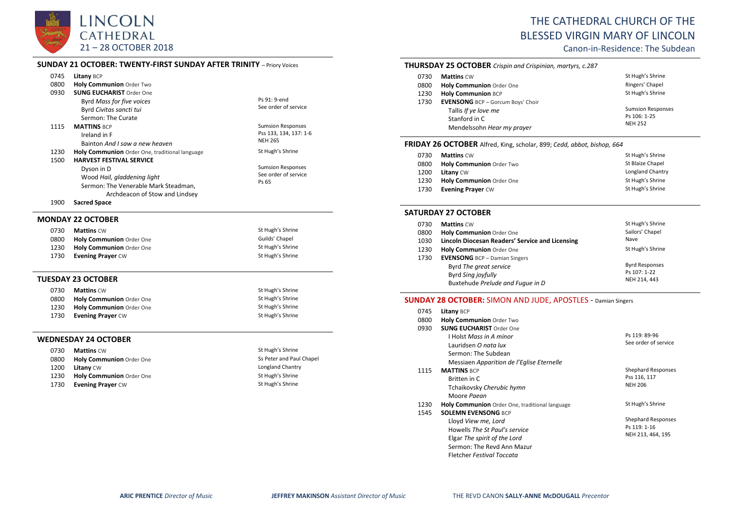# LINCOLN CATHEDRAL
## 21 – 28 OCTOBER 2018

# THE CATHEDRAL CHURCH OF THE BLESSED VIRGIN MARY OF LINCOLN

Canon-in-Residence: The Subdean

### SUNDAY 21 OCTOBER: TWENTY-FIRST SUNDAY AFTER TRINITY – Priory Voices

| | | |
|---|---|---|
| 0745 | **Litany** BCP | |
| 0800 | **Holy Communion** Order Two | |
| 0930 | **SUNG EUCHARIST** Order One<br>Byrd *Mass for five voices*<br>Byrd *Civitas sancti tui*<br>Sermon: The Curate | Ps 91: 9-end<br>See order of service |
| 1115 | **MATTINS** BCP<br>Ireland in F<br>Bainton *And I saw a new heaven* | Sumsion Responses<br>Pss 133, 134, 137: 1-6<br>NEH 265 |
| 1230 | **Holy Communion** Order One, traditional language | St Hugh's Shrine |
| 1500 | **HARVEST FESTIVAL SERVICE**<br>Dyson in D<br>Wood *Hail, gladdening light*<br>Sermon: The Venerable Mark Steadman, Archdeacon of Stow and Lindsey | Sumsion Responses<br>See order of service<br>Ps 65 |
| 1900 | **Sacred Space** | |

### MONDAY 22 OCTOBER

| | | |
|---|---|---|
| 0730 | **Mattins** CW | St Hugh's Shrine |
| 0800 | **Holy Communion** Order One | Guilds' Chapel |
| 1230 | **Holy Communion** Order One | St Hugh's Shrine |
| 1730 | **Evening Prayer** CW | St Hugh's Shrine |

### TUESDAY 23 OCTOBER

| | | |
|---|---|---|
| 0730 | **Mattins** CW | St Hugh's Shrine |
| 0800 | **Holy Communion** Order One | St Hugh's Shrine |
| 1230 | **Holy Communion** Order One | St Hugh's Shrine |
| 1730 | **Evening Prayer** CW | St Hugh's Shrine |

### WEDNESDAY 24 OCTOBER

| | | |
|---|---|---|
| 0730 | **Mattins** CW | St Hugh's Shrine |
| 0800 | **Holy Communion** Order One | Ss Peter and Paul Chapel |
| 1200 | **Litany** CW | Longland Chantry |
| 1230 | **Holy Communion** Order One | St Hugh's Shrine |
| 1730 | **Evening Prayer** CW | St Hugh's Shrine |

### THURSDAY 25 OCTOBER *Crispin and Crispinian, martyrs, c.287*

| | | |
|---|---|---|
| 0730 | **Mattins** CW | St Hugh's Shrine |
| 0800 | **Holy Communion** Order One | Ringers' Chapel |
| 1230 | **Holy Communion** BCP | St Hugh's Shrine |
| 1730 | **EVENSONG** BCP – Gorcum Boys' Choir<br>Tallis *If ye love me*<br>Stanford in C<br>Mendelssohn *Hear my prayer* | Sumsion Responses<br>Ps 106: 1-25<br>NEH 252 |

### FRIDAY 26 OCTOBER Alfred, King, scholar, 899; *Cedd, abbot, bishop, 664*

| | | |
|---|---|---|
| 0730 | **Mattins** CW | St Hugh's Shrine |
| 0800 | **Holy Communion** Order Two | St Blaize Chapel |
| 1200 | **Litany** CW | Longland Chantry |
| 1230 | **Holy Communion** Order One | St Hugh's Shrine |
| 1730 | **Evening Prayer** CW | St Hugh's Shrine |

### SATURDAY 27 OCTOBER

| | | |
|---|---|---|
| 0730 | **Mattins** CW | St Hugh's Shrine |
| 0800 | **Holy Communion** Order One | Sailors' Chapel |
| 1030 | **Lincoln Diocesan Readers' Service and Licensing** | Nave |
| 1230 | **Holy Communion** Order One | St Hugh's Shrine |
| 1730 | **EVENSONG** BCP – Damian Singers<br>Byrd *The great service*<br>Byrd *Sing joyfully*<br>Buxtehude *Prelude and Fugue in D* | Byrd Responses<br>Ps 107: 1-22<br>NEH 214, 443 |

### SUNDAY 28 OCTOBER: SIMON AND JUDE, APOSTLES - Damian Singers

| | | |
|---|---|---|
| 0745 | **Litany** BCP | |
| 0800 | **Holy Communion** Order Two | |
| 0930 | **SUNG EUCHARIST** Order One<br>I Holst *Mass in A minor*<br>Lauridsen *O nata lux*<br>Sermon: The Subdean<br>Messiaen *Apparition de l'Eglise Eternelle* | Ps 119: 89-96<br>See order of service |
| 1115 | **MATTINS** BCP<br>Britten in C<br>Tchaikovsky *Cherubic hymn*<br>Moore *Paean* | Shephard Responses<br>Pss 116, 117<br>NEH 206 |
| 1230 | **Holy Communion** Order One, traditional language | St Hugh's Shrine |
| 1545 | **SOLEMN EVENSONG** BCP<br>Lloyd *View me, Lord*<br>Howells *The St Paul's service*<br>Elgar *The spirit of the Lord*<br>Sermon: The Revd Ann Mazur<br>Fletcher *Festival Toccata* | Shephard Responses<br>Ps 119: 1-16<br>NEH 213, 464, 195 |

**ARIC PRENTICE** *Director of Music* **JEFFREY MAKINSON** *Assistant Director of Music* THE REVD CANON **SALLY-ANNE McDOUGALL** *Precentor*